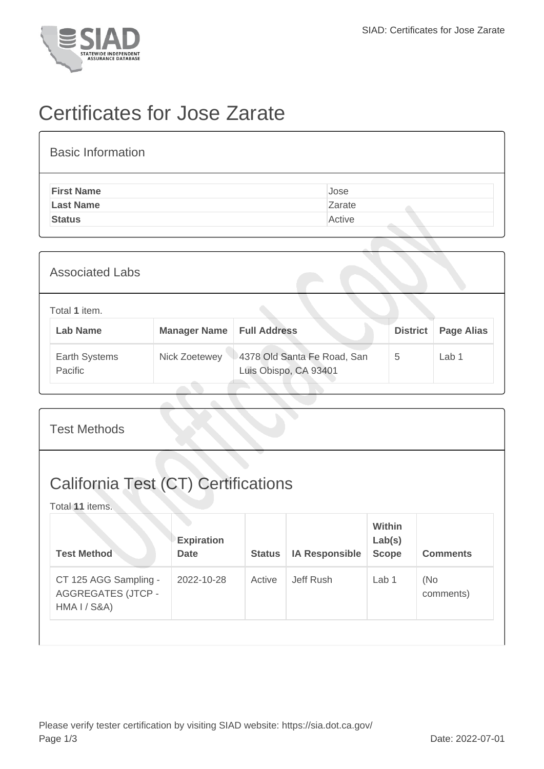// SIAD - STATEWIDE INDEPENDENT ASSURANCE DATABASE

# Certificates for Jose Zarate

## Basic Information

| | |
|---|---|
| **First Name** | Jose |
| **Last Name** | Zarate |
| **Status** | Active |

## Associated Labs

Total **1** item.

| Lab Name | Manager Name | Full Address | District | Page Alias |
|---|---|---|---|---|
| Earth Systems Pacific | Nick Zoetewey | 4378 Old Santa Fe Road, San Luis Obispo, CA 93401 | 5 | Lab 1 |

## Test Methods

## California Test (CT) Certifications

Total **11** items.

| Test Method | Expiration Date | Status | IA Responsible | Within Lab(s) Scope | Comments |
|---|---|---|---|---|---|
| CT 125 AGG Sampling - AGGREGATES (JTCP - HMA I / S&A) | 2022-10-28 | Active | Jeff Rush | Lab 1 | (No comments) |

Please verify tester certification by visiting SIAD website: https://sia.dot.ca.gov/

Date: 2022-07-01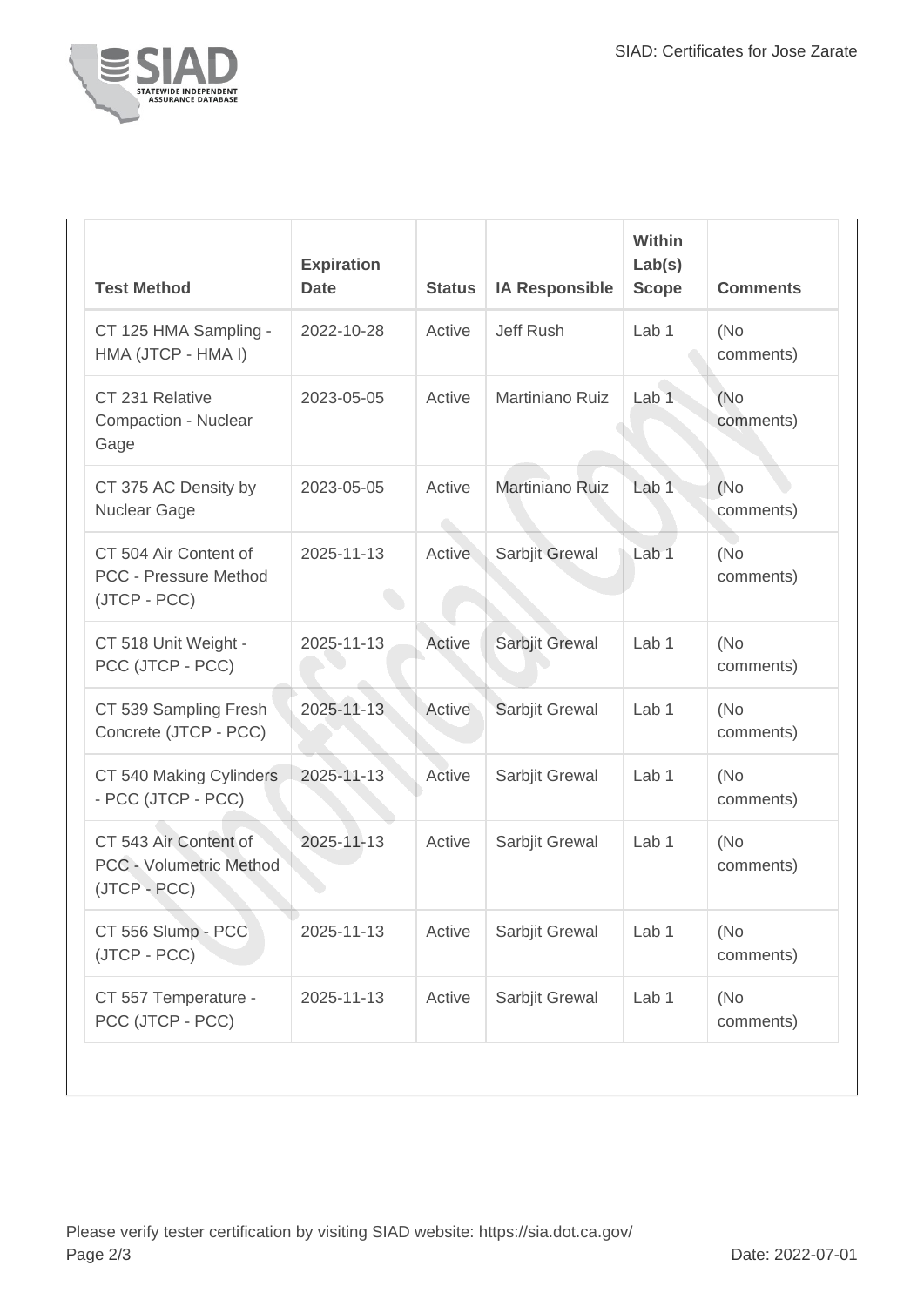| Test Method | Expiration Date | Status | IA Responsible | Within Lab(s) Scope | Comments |
|---|---|---|---|---|---|
| CT 125 HMA Sampling - HMA (JTCP - HMA I) | 2022-10-28 | Active | Jeff Rush | Lab 1 | (No comments) |
| CT 231 Relative Compaction - Nuclear Gage | 2023-05-05 | Active | Martiniano Ruiz | Lab 1 | (No comments) |
| CT 375 AC Density by Nuclear Gage | 2023-05-05 | Active | Martiniano Ruiz | Lab 1 | (No comments) |
| CT 504 Air Content of PCC - Pressure Method (JTCP - PCC) | 2025-11-13 | Active | Sarbjit Grewal | Lab 1 | (No comments) |
| CT 518 Unit Weight - PCC (JTCP - PCC) | 2025-11-13 | Active | Sarbjit Grewal | Lab 1 | (No comments) |
| CT 539 Sampling Fresh Concrete (JTCP - PCC) | 2025-11-13 | Active | Sarbjit Grewal | Lab 1 | (No comments) |
| CT 540 Making Cylinders - PCC (JTCP - PCC) | 2025-11-13 | Active | Sarbjit Grewal | Lab 1 | (No comments) |
| CT 543 Air Content of PCC - Volumetric Method (JTCP - PCC) | 2025-11-13 | Active | Sarbjit Grewal | Lab 1 | (No comments) |
| CT 556 Slump - PCC (JTCP - PCC) | 2025-11-13 | Active | Sarbjit Grewal | Lab 1 | (No comments) |
| CT 557 Temperature - PCC (JTCP - PCC) | 2025-11-13 | Active | Sarbjit Grewal | Lab 1 | (No comments) |

Please verify tester certification by visiting SIAD website: https://sia.dot.ca.gov/

Date: 2022-07-01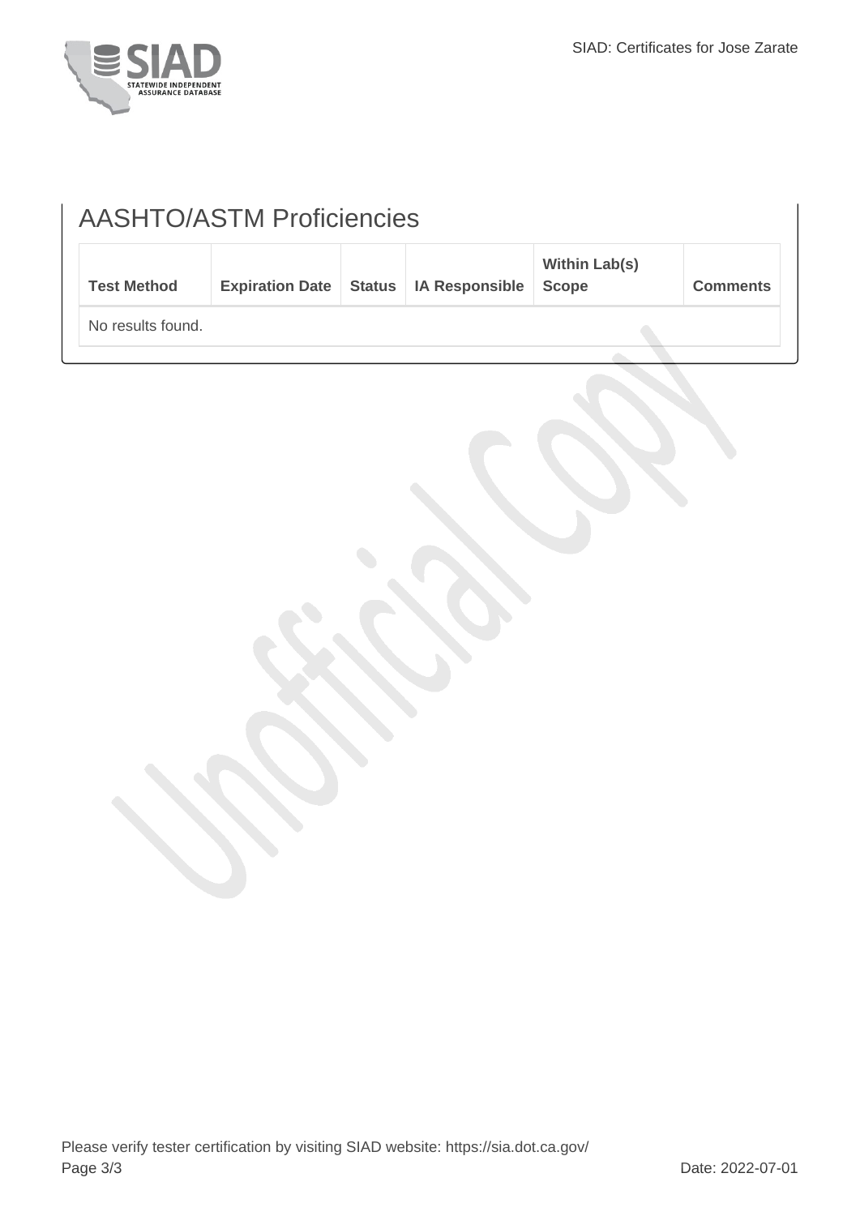## AASHTO/ASTM Proficiencies

| Test Method | Expiration Date | Status | IA Responsible | Within Lab(s) Scope | Comments |
|---|---|---|---|---|---|
| No results found. | | | | | |

Please verify tester certification by visiting SIAD website: https://sia.dot.ca.gov/

Date: 2022-07-01